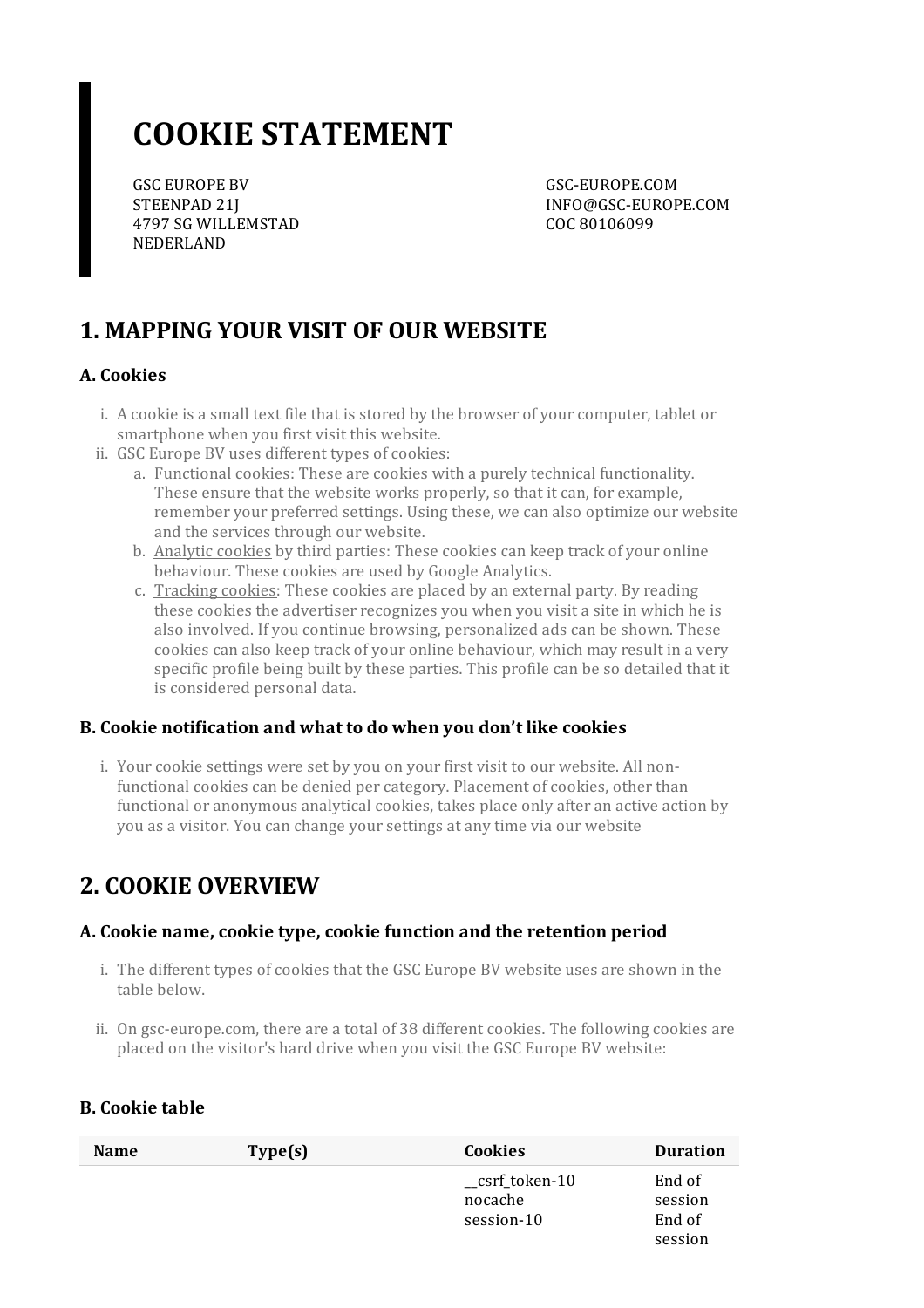# COOKIE STATEMENT

GSC EUROPE BV
STEENPAD 21J
4797 SG WILLEMSTAD
NEDERLAND

GSC-EUROPE.COM
INFO@GSC-EUROPE.COM
COC 80106099

## 1. MAPPING YOUR VISIT OF OUR WEBSITE

### A. Cookies

i. A cookie is a small text file that is stored by the browser of your computer, tablet or smartphone when you first visit this website.
ii. GSC Europe BV uses different types of cookies:
   a. Functional cookies: These are cookies with a purely technical functionality. These ensure that the website works properly, so that it can, for example, remember your preferred settings. Using these, we can also optimize our website and the services through our website.
   b. Analytic cookies by third parties: These cookies can keep track of your online behaviour. These cookies are used by Google Analytics.
   c. Tracking cookies: These cookies are placed by an external party. By reading these cookies the advertiser recognizes you when you visit a site in which he is also involved. If you continue browsing, personalized ads can be shown. These cookies can also keep track of your online behaviour, which may result in a very specific profile being built by these parties. This profile can be so detailed that it is considered personal data.

### B. Cookie notification and what to do when you don't like cookies

i. Your cookie settings were set by you on your first visit to our website. All non-functional cookies can be denied per category. Placement of cookies, other than functional or anonymous analytical cookies, takes place only after an active action by you as a visitor. You can change your settings at any time via our website

## 2. COOKIE OVERVIEW

### A. Cookie name, cookie type, cookie function and the retention period

i. The different types of cookies that the GSC Europe BV website uses are shown in the table below.

ii. On gsc-europe.com, there are a total of 38 different cookies. The following cookies are placed on the visitor's hard drive when you visit the GSC Europe BV website:

### B. Cookie table

| Name | Type(s) | Cookies | Duration |
|---|---|---|---|
| | | __csrf_token-10<br>nocache<br>session-10 | End of session<br>End of session |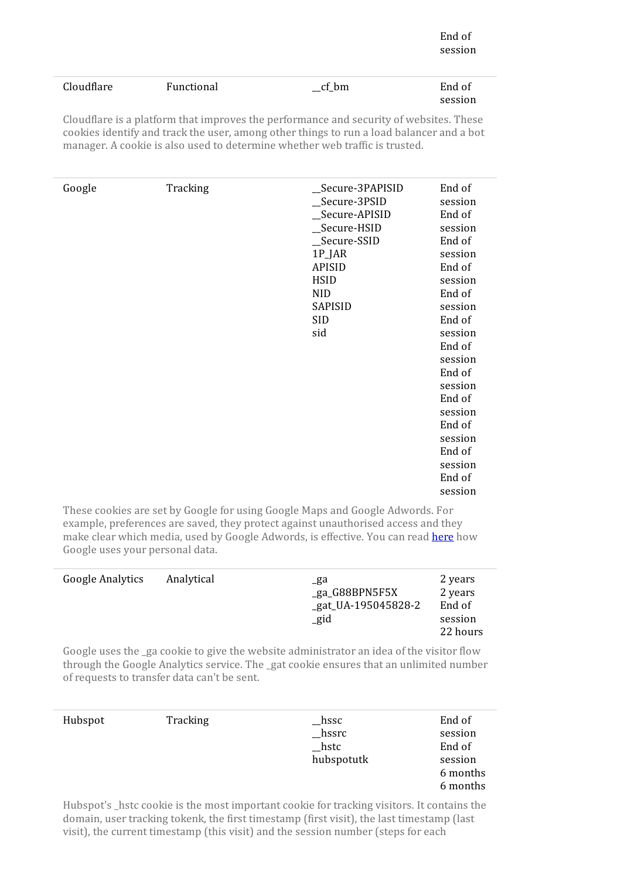| | | | End of session |
|---|---|---|---|
| Cloudflare | Functional | __cf_bm | End of session |

Cloudflare is a platform that improves the performance and security of websites. These cookies identify and track the user, among other things to run a load balancer and a bot manager. A cookie is also used to determine whether web traffic is trusted.

| | | | |
|---|---|---|---|
| Google | Tracking | __Secure-3PAPISID<br>__Secure-3PSID<br>__Secure-APISID<br>__Secure-HSID<br>__Secure-SSID<br>1P_JAR<br>APISID<br>HSID<br>NID<br>SAPISID<br>SID<br>sid | End of session<br>End of session<br>End of session<br>End of session<br>End of session<br>End of session<br>End of session<br>End of session<br>End of session<br>End of session<br>End of session<br>End of session |

These cookies are set by Google for using Google Maps and Google Adwords. For example, preferences are saved, they protect against unauthorised access and they make clear which media, used by Google Adwords, is effective. You can read [here]() how Google uses your personal data.

| | | | |
|---|---|---|---|
| Google Analytics | Analytical | _ga<br>_ga_G88BPN5F5X<br>_gat_UA-195045828-2<br>_gid | 2 years<br>2 years<br>End of session<br>22 hours |

Google uses the _ga cookie to give the website administrator an idea of the visitor flow through the Google Analytics service. The _gat cookie ensures that an unlimited number of requests to transfer data can't be sent.

| | | | |
|---|---|---|---|
| Hubspot | Tracking | __hssc<br>__hssrc<br>__hstc<br>hubspotutk | End of session<br>End of session<br>6 months<br>6 months |

Hubspot's _hstc cookie is the most important cookie for tracking visitors. It contains the domain, user tracking tokenk, the first timestamp (first visit), the last timestamp (last visit), the current timestamp (this visit) and the session number (steps for each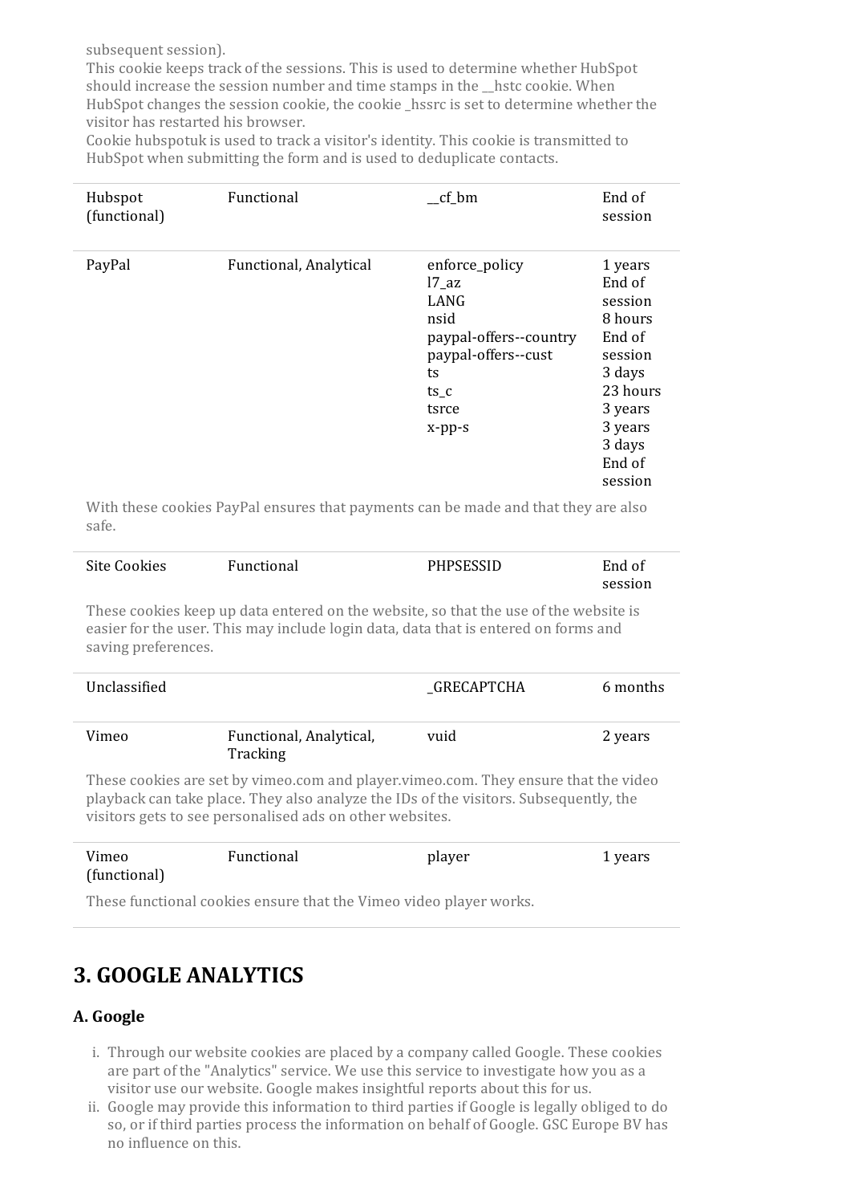subsequent session).
This cookie keeps track of the sessions. This is used to determine whether HubSpot should increase the session number and time stamps in the __hstc cookie. When HubSpot changes the session cookie, the cookie _hssrc is set to determine whether the visitor has restarted his browser.
Cookie hubspotuk is used to track a visitor's identity. This cookie is transmitted to HubSpot when submitting the form and is used to deduplicate contacts.

| | | | |
|---|---|---|---|
| Hubspot (functional) | Functional | __cf_bm | End of session |
| PayPal | Functional, Analytical | enforce_policy<br>l7_az<br>LANG<br>nsid<br>paypal-offers--country<br>paypal-offers--cust<br>ts<br>ts_c<br>tsrce<br>x-pp-s | 1 years<br>End of session<br>8 hours<br>End of session<br>3 days<br>23 hours<br>3 years<br>3 years<br>3 days<br>End of session |

With these cookies PayPal ensures that payments can be made and that they are also safe.

| | | | |
|---|---|---|---|
| Site Cookies | Functional | PHPSESSID | End of session |

These cookies keep up data entered on the website, so that the use of the website is easier for the user. This may include login data, data that is entered on forms and saving preferences.

| | | | |
|---|---|---|---|
| Unclassified | | _GRECAPTCHA | 6 months |
| Vimeo | Functional, Analytical, Tracking | vuid | 2 years |

These cookies are set by vimeo.com and player.vimeo.com. They ensure that the video playback can take place. They also analyze the IDs of the visitors. Subsequently, the visitors gets to see personalised ads on other websites.

| | | | |
|---|---|---|---|
| Vimeo (functional) | Functional | player | 1 years |

These functional cookies ensure that the Vimeo video player works.

## 3. GOOGLE ANALYTICS

### A. Google

i. Through our website cookies are placed by a company called Google. These cookies are part of the "Analytics" service. We use this service to investigate how you as a visitor use our website. Google makes insightful reports about this for us.
ii. Google may provide this information to third parties if Google is legally obliged to do so, or if third parties process the information on behalf of Google. GSC Europe BV has no influence on this.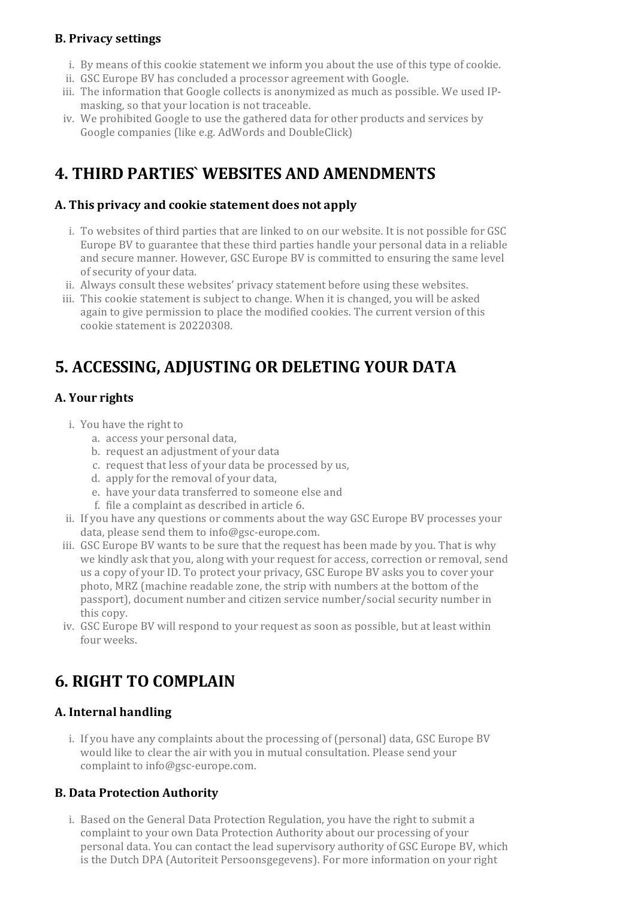### B. Privacy settings

i. By means of this cookie statement we inform you about the use of this type of cookie.
ii. GSC Europe BV has concluded a processor agreement with Google.
iii. The information that Google collects is anonymized as much as possible. We used IP-masking, so that your location is not traceable.
iv. We prohibited Google to use the gathered data for other products and services by Google companies (like e.g. AdWords and DoubleClick)

## 4. THIRD PARTIES` WEBSITES AND AMENDMENTS

### A. This privacy and cookie statement does not apply

i. To websites of third parties that are linked to on our website. It is not possible for GSC Europe BV to guarantee that these third parties handle your personal data in a reliable and secure manner. However, GSC Europe BV is committed to ensuring the same level of security of your data.
ii. Always consult these websites' privacy statement before using these websites.
iii. This cookie statement is subject to change. When it is changed, you will be asked again to give permission to place the modified cookies. The current version of this cookie statement is 20220308.

## 5. ACCESSING, ADJUSTING OR DELETING YOUR DATA

### A. Your rights

i. You have the right to
   a. access your personal data,
   b. request an adjustment of your data
   c. request that less of your data be processed by us,
   d. apply for the removal of your data,
   e. have your data transferred to someone else and
   f. file a complaint as described in article 6.
ii. If you have any questions or comments about the way GSC Europe BV processes your data, please send them to info@gsc-europe.com.
iii. GSC Europe BV wants to be sure that the request has been made by you. That is why we kindly ask that you, along with your request for access, correction or removal, send us a copy of your ID. To protect your privacy, GSC Europe BV asks you to cover your photo, MRZ (machine readable zone, the strip with numbers at the bottom of the passport), document number and citizen service number/social security number in this copy.
iv. GSC Europe BV will respond to your request as soon as possible, but at least within four weeks.

## 6. RIGHT TO COMPLAIN

### A. Internal handling

i. If you have any complaints about the processing of (personal) data, GSC Europe BV would like to clear the air with you in mutual consultation. Please send your complaint to info@gsc-europe.com.

### B. Data Protection Authority

i. Based on the General Data Protection Regulation, you have the right to submit a complaint to your own Data Protection Authority about our processing of your personal data. You can contact the lead supervisory authority of GSC Europe BV, which is the Dutch DPA (Autoriteit Persoonsgegevens). For more information on your right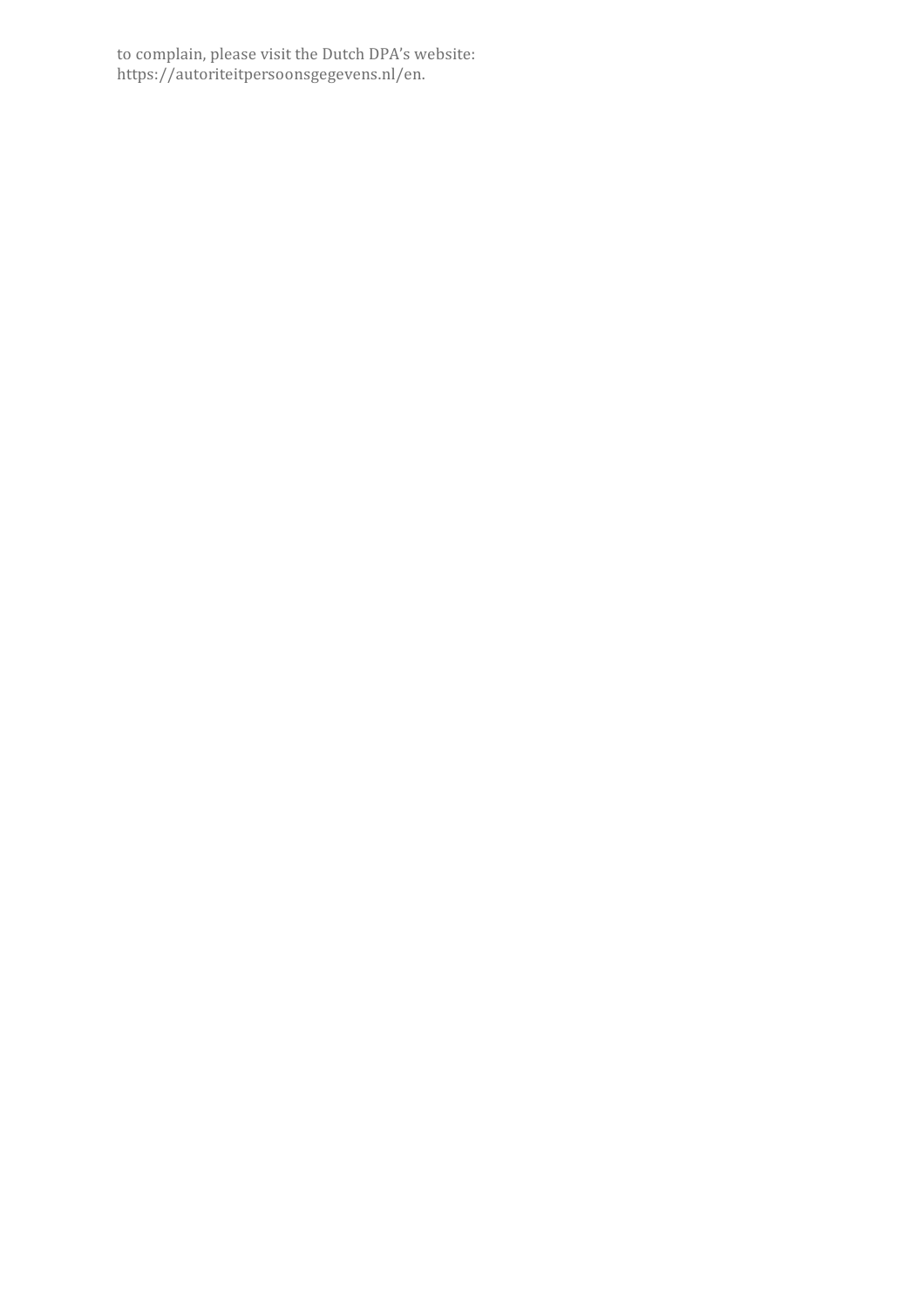to complain, please visit the Dutch DPA's website: https://autoriteitpersoonsgegevens.nl/en.